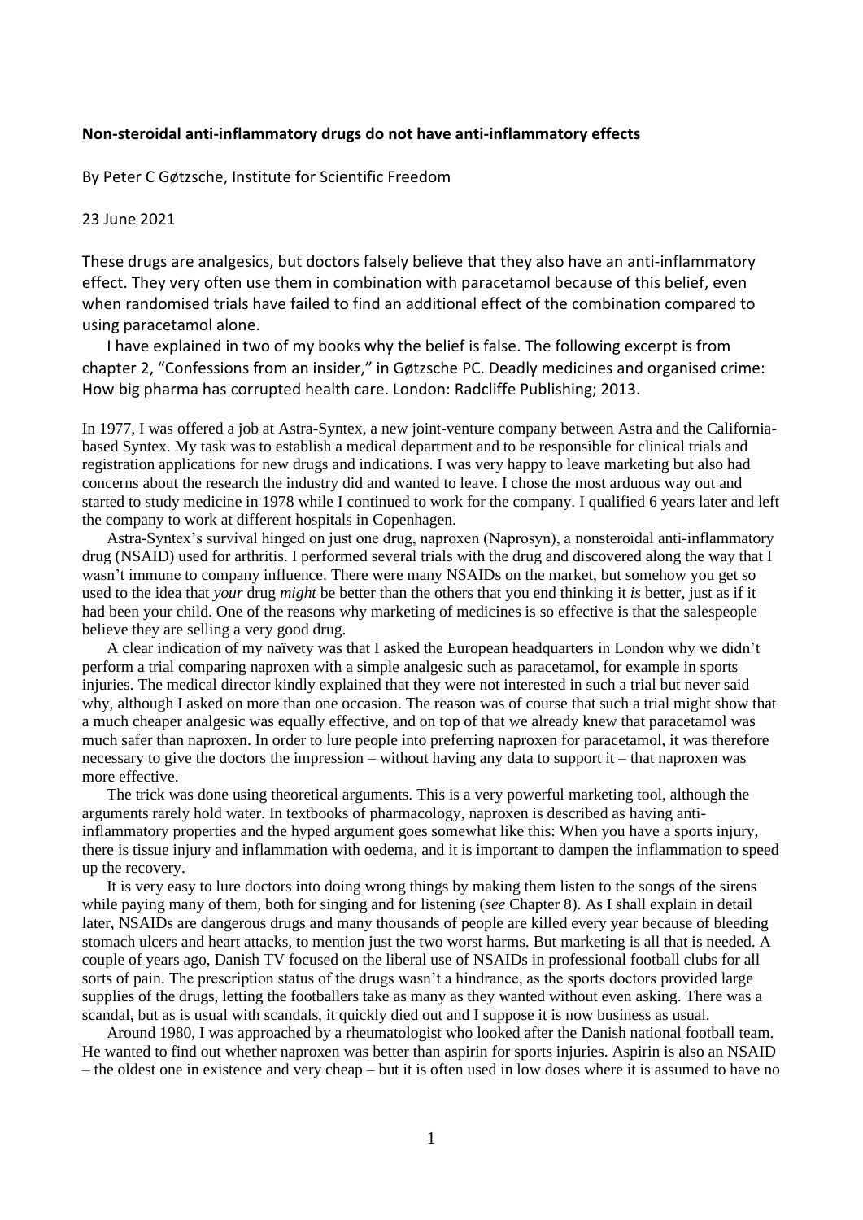**Non-steroidal anti-inflammatory drugs do not have anti-inflammatory effects**

By Peter C Gøtzsche, Institute for Scientific Freedom

23 June 2021

These drugs are analgesics, but doctors falsely believe that they also have an anti-inflammatory effect. They very often use them in combination with paracetamol because of this belief, even when randomised trials have failed to find an additional effect of the combination compared to using paracetamol alone.

I have explained in two of my books why the belief is false. The following excerpt is from chapter 2, "Confessions from an insider," in Gøtzsche PC. Deadly medicines and organised crime: How big pharma has corrupted health care. London: Radcliffe Publishing; 2013.

In 1977, I was offered a job at Astra-Syntex, a new joint-venture company between Astra and the California-based Syntex. My task was to establish a medical department and to be responsible for clinical trials and registration applications for new drugs and indications. I was very happy to leave marketing but also had concerns about the research the industry did and wanted to leave. I chose the most arduous way out and started to study medicine in 1978 while I continued to work for the company. I qualified 6 years later and left the company to work at different hospitals in Copenhagen.

Astra-Syntex's survival hinged on just one drug, naproxen (Naprosyn), a nonsteroidal anti-inflammatory drug (NSAID) used for arthritis. I performed several trials with the drug and discovered along the way that I wasn't immune to company influence. There were many NSAIDs on the market, but somehow you get so used to the idea that *your* drug *might* be better than the others that you end thinking it *is* better, just as if it had been your child. One of the reasons why marketing of medicines is so effective is that the salespeople believe they are selling a very good drug.

A clear indication of my naïvety was that I asked the European headquarters in London why we didn't perform a trial comparing naproxen with a simple analgesic such as paracetamol, for example in sports injuries. The medical director kindly explained that they were not interested in such a trial but never said why, although I asked on more than one occasion. The reason was of course that such a trial might show that a much cheaper analgesic was equally effective, and on top of that we already knew that paracetamol was much safer than naproxen. In order to lure people into preferring naproxen for paracetamol, it was therefore necessary to give the doctors the impression – without having any data to support it – that naproxen was more effective.

The trick was done using theoretical arguments. This is a very powerful marketing tool, although the arguments rarely hold water. In textbooks of pharmacology, naproxen is described as having anti-inflammatory properties and the hyped argument goes somewhat like this: When you have a sports injury, there is tissue injury and inflammation with oedema, and it is important to dampen the inflammation to speed up the recovery.

It is very easy to lure doctors into doing wrong things by making them listen to the songs of the sirens while paying many of them, both for singing and for listening (*see* Chapter 8). As I shall explain in detail later, NSAIDs are dangerous drugs and many thousands of people are killed every year because of bleeding stomach ulcers and heart attacks, to mention just the two worst harms. But marketing is all that is needed. A couple of years ago, Danish TV focused on the liberal use of NSAIDs in professional football clubs for all sorts of pain. The prescription status of the drugs wasn't a hindrance, as the sports doctors provided large supplies of the drugs, letting the footballers take as many as they wanted without even asking. There was a scandal, but as is usual with scandals, it quickly died out and I suppose it is now business as usual.

Around 1980, I was approached by a rheumatologist who looked after the Danish national football team. He wanted to find out whether naproxen was better than aspirin for sports injuries. Aspirin is also an NSAID – the oldest one in existence and very cheap – but it is often used in low doses where it is assumed to have no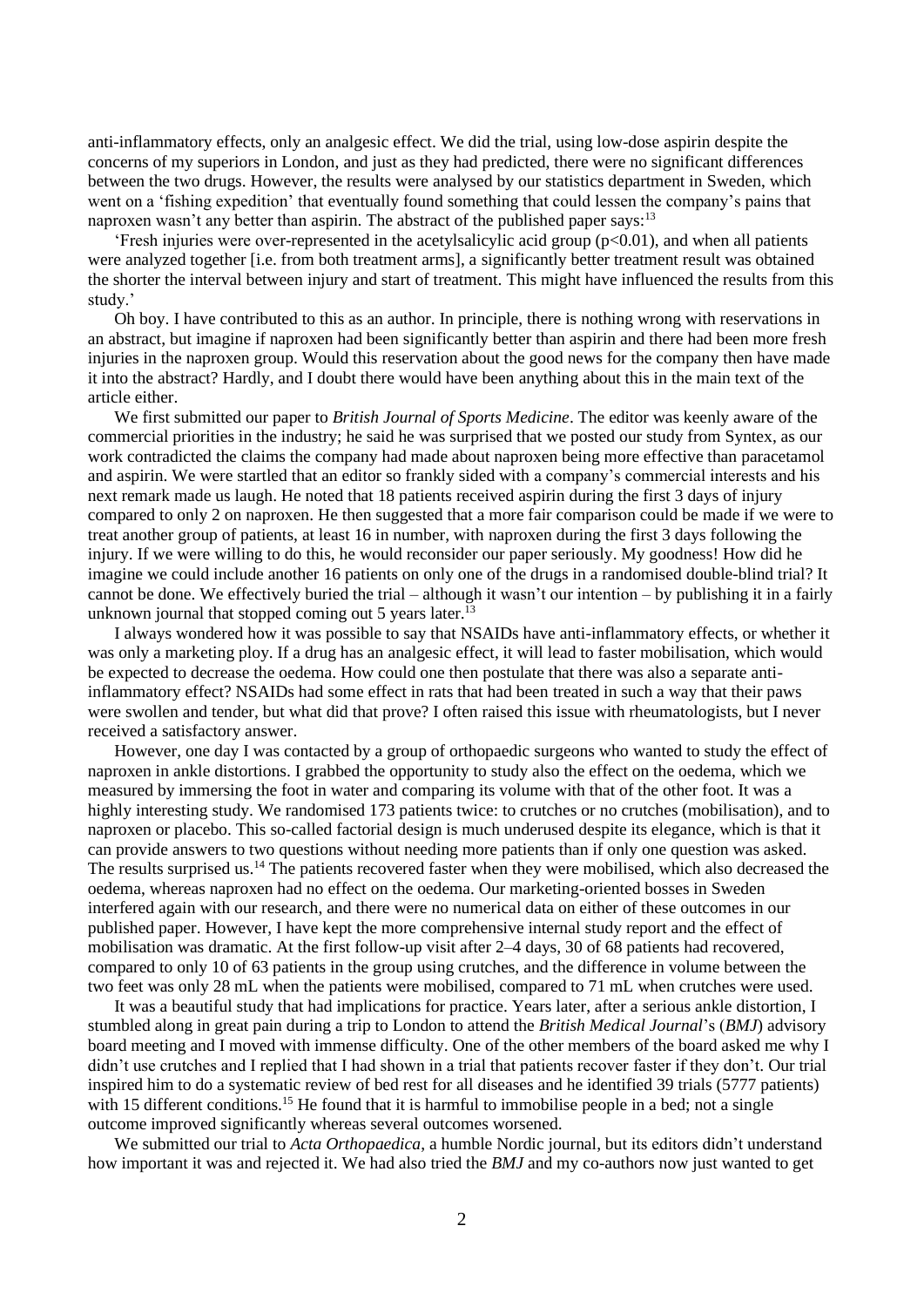anti-inflammatory effects, only an analgesic effect. We did the trial, using low-dose aspirin despite the concerns of my superiors in London, and just as they had predicted, there were no significant differences between the two drugs. However, the results were analysed by our statistics department in Sweden, which went on a 'fishing expedition' that eventually found something that could lessen the company's pains that naproxen wasn't any better than aspirin. The abstract of the published paper says:[13]

'Fresh injuries were over-represented in the acetylsalicylic acid group ($p<0.01$), and when all patients were analyzed together [i.e. from both treatment arms], a significantly better treatment result was obtained the shorter the interval between injury and start of treatment. This might have influenced the results from this study.'

Oh boy. I have contributed to this as an author. In principle, there is nothing wrong with reservations in an abstract, but imagine if naproxen had been significantly better than aspirin and there had been more fresh injuries in the naproxen group. Would this reservation about the good news for the company then have made it into the abstract? Hardly, and I doubt there would have been anything about this in the main text of the article either.

We first submitted our paper to *British Journal of Sports Medicine*. The editor was keenly aware of the commercial priorities in the industry; he said he was surprised that we posted our study from Syntex, as our work contradicted the claims the company had made about naproxen being more effective than paracetamol and aspirin. We were startled that an editor so frankly sided with a company's commercial interests and his next remark made us laugh. He noted that 18 patients received aspirin during the first 3 days of injury compared to only 2 on naproxen. He then suggested that a more fair comparison could be made if we were to treat another group of patients, at least 16 in number, with naproxen during the first 3 days following the injury. If we were willing to do this, he would reconsider our paper seriously. My goodness! How did he imagine we could include another 16 patients on only one of the drugs in a randomised double-blind trial? It cannot be done. We effectively buried the trial – although it wasn't our intention – by publishing it in a fairly unknown journal that stopped coming out 5 years later.[13]

I always wondered how it was possible to say that NSAIDs have anti-inflammatory effects, or whether it was only a marketing ploy. If a drug has an analgesic effect, it will lead to faster mobilisation, which would be expected to decrease the oedema. How could one then postulate that there was also a separate anti-inflammatory effect? NSAIDs had some effect in rats that had been treated in such a way that their paws were swollen and tender, but what did that prove? I often raised this issue with rheumatologists, but I never received a satisfactory answer.

However, one day I was contacted by a group of orthopaedic surgeons who wanted to study the effect of naproxen in ankle distortions. I grabbed the opportunity to study also the effect on the oedema, which we measured by immersing the foot in water and comparing its volume with that of the other foot. It was a highly interesting study. We randomised 173 patients twice: to crutches or no crutches (mobilisation), and to naproxen or placebo. This so-called factorial design is much underused despite its elegance, which is that it can provide answers to two questions without needing more patients than if only one question was asked. The results surprised us.[14] The patients recovered faster when they were mobilised, which also decreased the oedema, whereas naproxen had no effect on the oedema. Our marketing-oriented bosses in Sweden interfered again with our research, and there were no numerical data on either of these outcomes in our published paper. However, I have kept the more comprehensive internal study report and the effect of mobilisation was dramatic. At the first follow-up visit after 2–4 days, 30 of 68 patients had recovered, compared to only 10 of 63 patients in the group using crutches, and the difference in volume between the two feet was only 28 mL when the patients were mobilised, compared to 71 mL when crutches were used.

It was a beautiful study that had implications for practice. Years later, after a serious ankle distortion, I stumbled along in great pain during a trip to London to attend the *British Medical Journal*'s (*BMJ*) advisory board meeting and I moved with immense difficulty. One of the other members of the board asked me why I didn't use crutches and I replied that I had shown in a trial that patients recover faster if they don't. Our trial inspired him to do a systematic review of bed rest for all diseases and he identified 39 trials (5777 patients) with 15 different conditions.[15] He found that it is harmful to immobilise people in a bed; not a single outcome improved significantly whereas several outcomes worsened.

We submitted our trial to *Acta Orthopaedica*, a humble Nordic journal, but its editors didn't understand how important it was and rejected it. We had also tried the *BMJ* and my co-authors now just wanted to get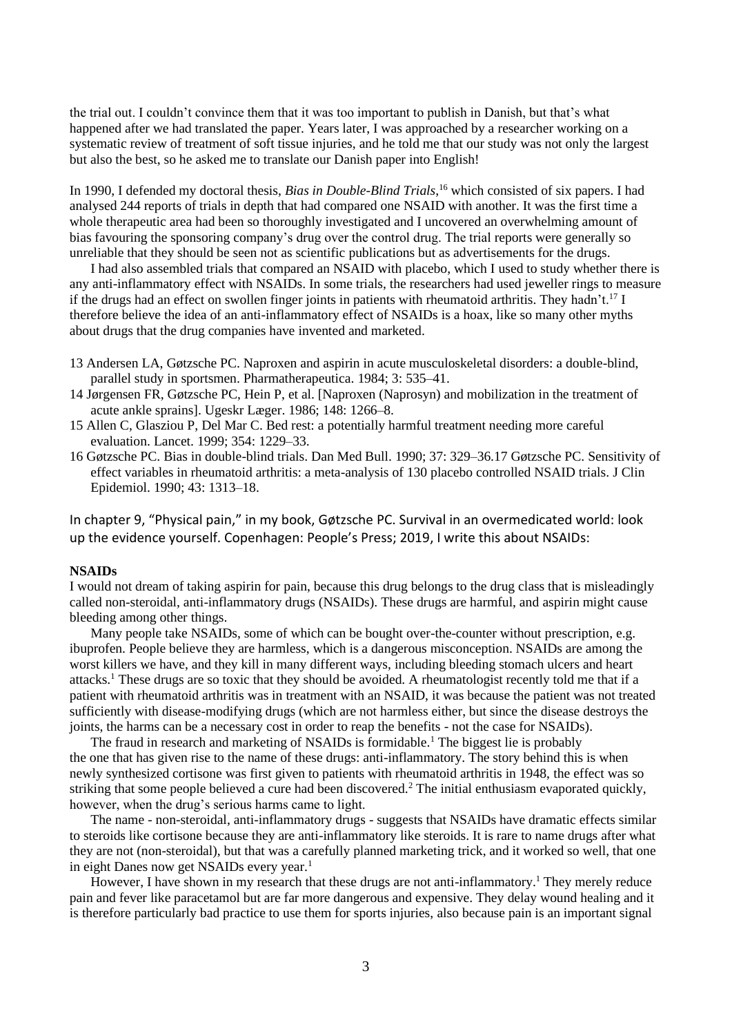the trial out. I couldn't convince them that it was too important to publish in Danish, but that's what happened after we had translated the paper. Years later, I was approached by a researcher working on a systematic review of treatment of soft tissue injuries, and he told me that our study was not only the largest but also the best, so he asked me to translate our Danish paper into English!

In 1990, I defended my doctoral thesis, *Bias in Double-Blind Trials*,[16] which consisted of six papers. I had analysed 244 reports of trials in depth that had compared one NSAID with another. It was the first time a whole therapeutic area had been so thoroughly investigated and I uncovered an overwhelming amount of bias favouring the sponsoring company's drug over the control drug. The trial reports were generally so unreliable that they should be seen not as scientific publications but as advertisements for the drugs.

I had also assembled trials that compared an NSAID with placebo, which I used to study whether there is any anti-inflammatory effect with NSAIDs. In some trials, the researchers had used jeweller rings to measure if the drugs had an effect on swollen finger joints in patients with rheumatoid arthritis. They hadn't.[17] I therefore believe the idea of an anti-inflammatory effect of NSAIDs is a hoax, like so many other myths about drugs that the drug companies have invented and marketed.

13 Andersen LA, Gøtzsche PC. Naproxen and aspirin in acute musculoskeletal disorders: a double-blind, parallel study in sportsmen. Pharmatherapeutica. 1984; 3: 535–41.
14 Jørgensen FR, Gøtzsche PC, Hein P, et al. [Naproxen (Naprosyn) and mobilization in the treatment of acute ankle sprains]. Ugeskr Læger. 1986; 148: 1266–8.
15 Allen C, Glasziou P, Del Mar C. Bed rest: a potentially harmful treatment needing more careful evaluation. Lancet. 1999; 354: 1229–33.
16 Gøtzsche PC. Bias in double-blind trials. Dan Med Bull. 1990; 37: 329–36.17 Gøtzsche PC. Sensitivity of effect variables in rheumatoid arthritis: a meta-analysis of 130 placebo controlled NSAID trials. J Clin Epidemiol. 1990; 43: 1313–18.

In chapter 9, "Physical pain," in my book, Gøtzsche PC. Survival in an overmedicated world: look up the evidence yourself. Copenhagen: People's Press; 2019, I write this about NSAIDs:

**NSAIDs**

I would not dream of taking aspirin for pain, because this drug belongs to the drug class that is misleadingly called non-steroidal, anti-inflammatory drugs (NSAIDs). These drugs are harmful, and aspirin might cause bleeding among other things.

Many people take NSAIDs, some of which can be bought over-the-counter without prescription, e.g. ibuprofen. People believe they are harmless, which is a dangerous misconception. NSAIDs are among the worst killers we have, and they kill in many different ways, including bleeding stomach ulcers and heart attacks.[1] These drugs are so toxic that they should be avoided. A rheumatologist recently told me that if a patient with rheumatoid arthritis was in treatment with an NSAID, it was because the patient was not treated sufficiently with disease-modifying drugs (which are not harmless either, but since the disease destroys the joints, the harms can be a necessary cost in order to reap the benefits - not the case for NSAIDs).

The fraud in research and marketing of NSAIDs is formidable.[1] The biggest lie is probably the one that has given rise to the name of these drugs: anti-inflammatory. The story behind this is when newly synthesized cortisone was first given to patients with rheumatoid arthritis in 1948, the effect was so striking that some people believed a cure had been discovered.[2] The initial enthusiasm evaporated quickly, however, when the drug's serious harms came to light.

The name - non-steroidal, anti-inflammatory drugs - suggests that NSAIDs have dramatic effects similar to steroids like cortisone because they are anti-inflammatory like steroids. It is rare to name drugs after what they are not (non-steroidal), but that was a carefully planned marketing trick, and it worked so well, that one in eight Danes now get NSAIDs every year.[1]

However, I have shown in my research that these drugs are not anti-inflammatory.[1] They merely reduce pain and fever like paracetamol but are far more dangerous and expensive. They delay wound healing and it is therefore particularly bad practice to use them for sports injuries, also because pain is an important signal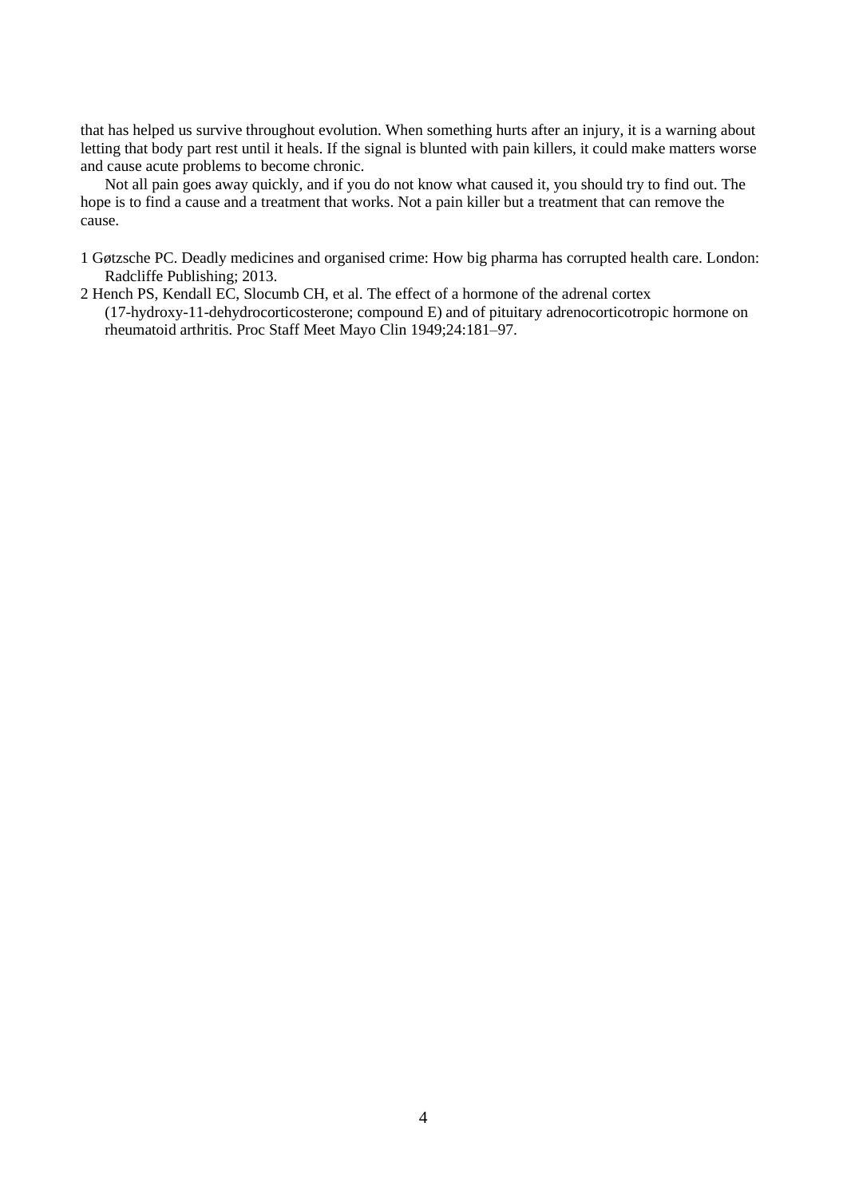that has helped us survive throughout evolution. When something hurts after an injury, it is a warning about letting that body part rest until it heals. If the signal is blunted with pain killers, it could make matters worse and cause acute problems to become chronic.

Not all pain goes away quickly, and if you do not know what caused it, you should try to find out. The hope is to find a cause and a treatment that works. Not a pain killer but a treatment that can remove the cause.

1 Gøtzsche PC. Deadly medicines and organised crime: How big pharma has corrupted health care. London: Radcliffe Publishing; 2013.

2 Hench PS, Kendall EC, Slocumb CH, et al. The effect of a hormone of the adrenal cortex (17-hydroxy-11-dehydrocorticosterone; compound E) and of pituitary adrenocorticotropic hormone on rheumatoid arthritis. Proc Staff Meet Mayo Clin 1949;24:181–97.